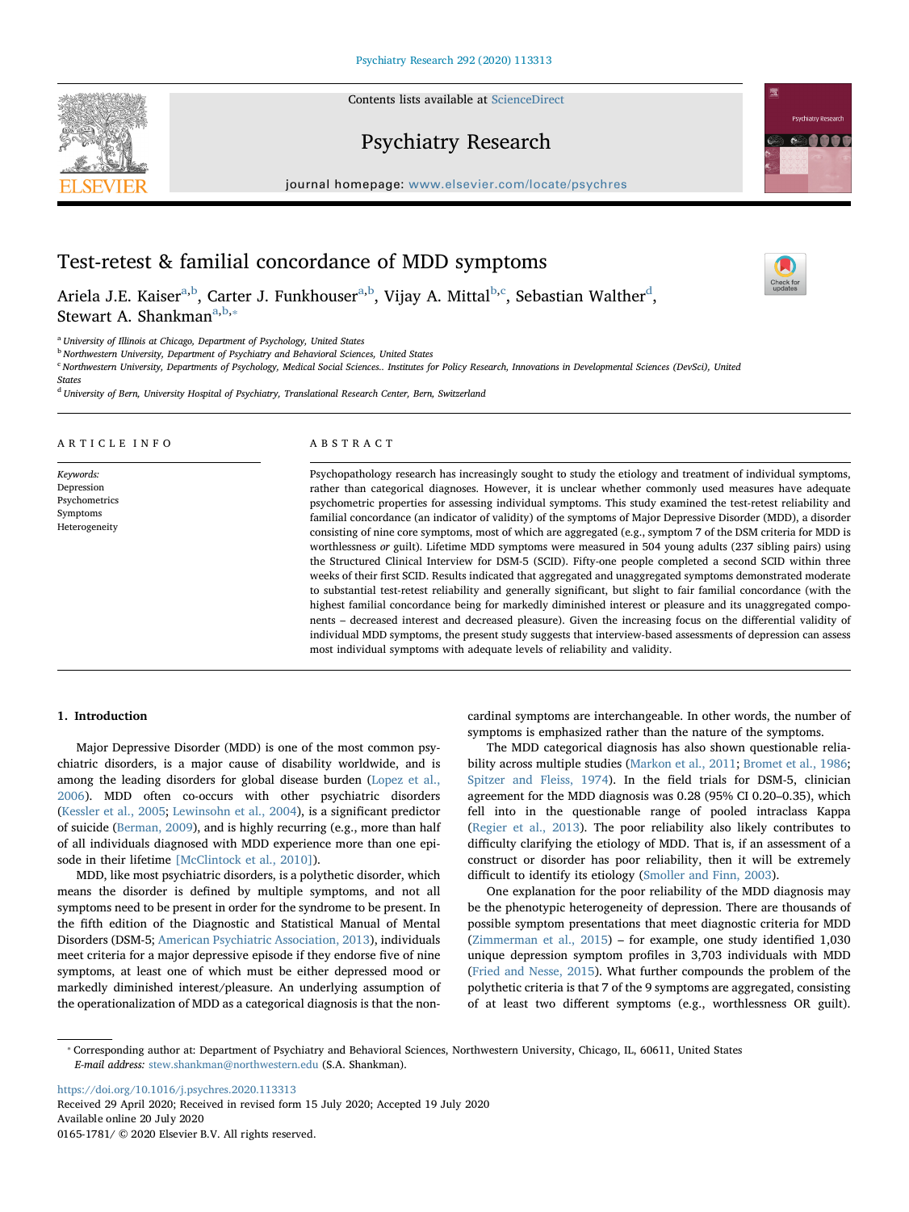# Test-retest & familial concordance of MDD symptoms

Ariela J.E. Kaiser[a,b], Carter J. Funkhouser[a,b], Vijay A. Mittal[b,c], Sebastian Walther[d], Stewart A. Shankman[a,b,*]

[a] University of Illinois at Chicago, Department of Psychology, United States
[b] Northwestern University, Department of Psychiatry and Behavioral Sciences, United States
[c] Northwestern University, Departments of Psychology, Medical Social Sciences.. Institutes for Policy Research, Innovations in Developmental Sciences (DevSci), United States
[d] University of Bern, University Hospital of Psychiatry, Translational Research Center, Bern, Switzerland

## ARTICLE INFO

*Keywords:*
Depression
Psychometrics
Symptoms
Heterogeneity

## ABSTRACT

Psychopathology research has increasingly sought to study the etiology and treatment of individual symptoms, rather than categorical diagnoses. However, it is unclear whether commonly used measures have adequate psychometric properties for assessing individual symptoms. This study examined the test-retest reliability and familial concordance (an indicator of validity) of the symptoms of Major Depressive Disorder (MDD), a disorder consisting of nine core symptoms, most of which are aggregated (e.g., symptom 7 of the DSM criteria for MDD is worthlessness *or* guilt). Lifetime MDD symptoms were measured in 504 young adults (237 sibling pairs) using the Structured Clinical Interview for DSM-5 (SCID). Fifty-one people completed a second SCID within three weeks of their first SCID. Results indicated that aggregated and unaggregated symptoms demonstrated moderate to substantial test-retest reliability and generally significant, but slight to fair familial concordance (with the highest familial concordance being for markedly diminished interest or pleasure and its unaggregated components – decreased interest and decreased pleasure). Given the increasing focus on the differential validity of individual MDD symptoms, the present study suggests that interview-based assessments of depression can assess most individual symptoms with adequate levels of reliability and validity.

## 1. Introduction

Major Depressive Disorder (MDD) is one of the most common psychiatric disorders, is a major cause of disability worldwide, and is among the leading disorders for global disease burden (Lopez et al., 2006). MDD often co-occurs with other psychiatric disorders (Kessler et al., 2005; Lewinsohn et al., 2004), is a significant predictor of suicide (Berman, 2009), and is highly recurring (e.g., more than half of all individuals diagnosed with MDD experience more than one episode in their lifetime [McClintock et al., 2010]).

MDD, like most psychiatric disorders, is a polythetic disorder, which means the disorder is defined by multiple symptoms, and not all symptoms need to be present in order for the syndrome to be present. In the fifth edition of the Diagnostic and Statistical Manual of Mental Disorders (DSM-5; American Psychiatric Association, 2013), individuals meet criteria for a major depressive episode if they endorse five of nine symptoms, at least one of which must be either depressed mood or markedly diminished interest/pleasure. An underlying assumption of the operationalization of MDD as a categorical diagnosis is that the non-cardinal symptoms are interchangeable. In other words, the number of symptoms is emphasized rather than the nature of the symptoms.

The MDD categorical diagnosis has also shown questionable reliability across multiple studies (Markon et al., 2011; Bromet et al., 1986; Spitzer and Fleiss, 1974). In the field trials for DSM-5, clinician agreement for the MDD diagnosis was 0.28 (95% CI 0.20–0.35), which fell into in the questionable range of pooled intraclass Kappa (Regier et al., 2013). The poor reliability also likely contributes to difficulty clarifying the etiology of MDD. That is, if an assessment of a construct or disorder has poor reliability, then it will be extremely difficult to identify its etiology (Smoller and Finn, 2003).

One explanation for the poor reliability of the MDD diagnosis may be the phenotypic heterogeneity of depression. There are thousands of possible symptom presentations that meet diagnostic criteria for MDD (Zimmerman et al., 2015) – for example, one study identified 1,030 unique depression symptom profiles in 3,703 individuals with MDD (Fried and Nesse, 2015). What further compounds the problem of the polythetic criteria is that 7 of the 9 symptoms are aggregated, consisting of at least two different symptoms (e.g., worthlessness OR guilt).

* Corresponding author at: Department of Psychiatry and Behavioral Sciences, Northwestern University, Chicago, IL, 60611, United States
*E-mail address:* stew.shankman@northwestern.edu (S.A. Shankman).

https://doi.org/10.1016/j.psychres.2020.113313
Received 29 April 2020; Received in revised form 15 July 2020; Accepted 19 July 2020
Available online 20 July 2020
0165-1781/ © 2020 Elsevier B.V. All rights reserved.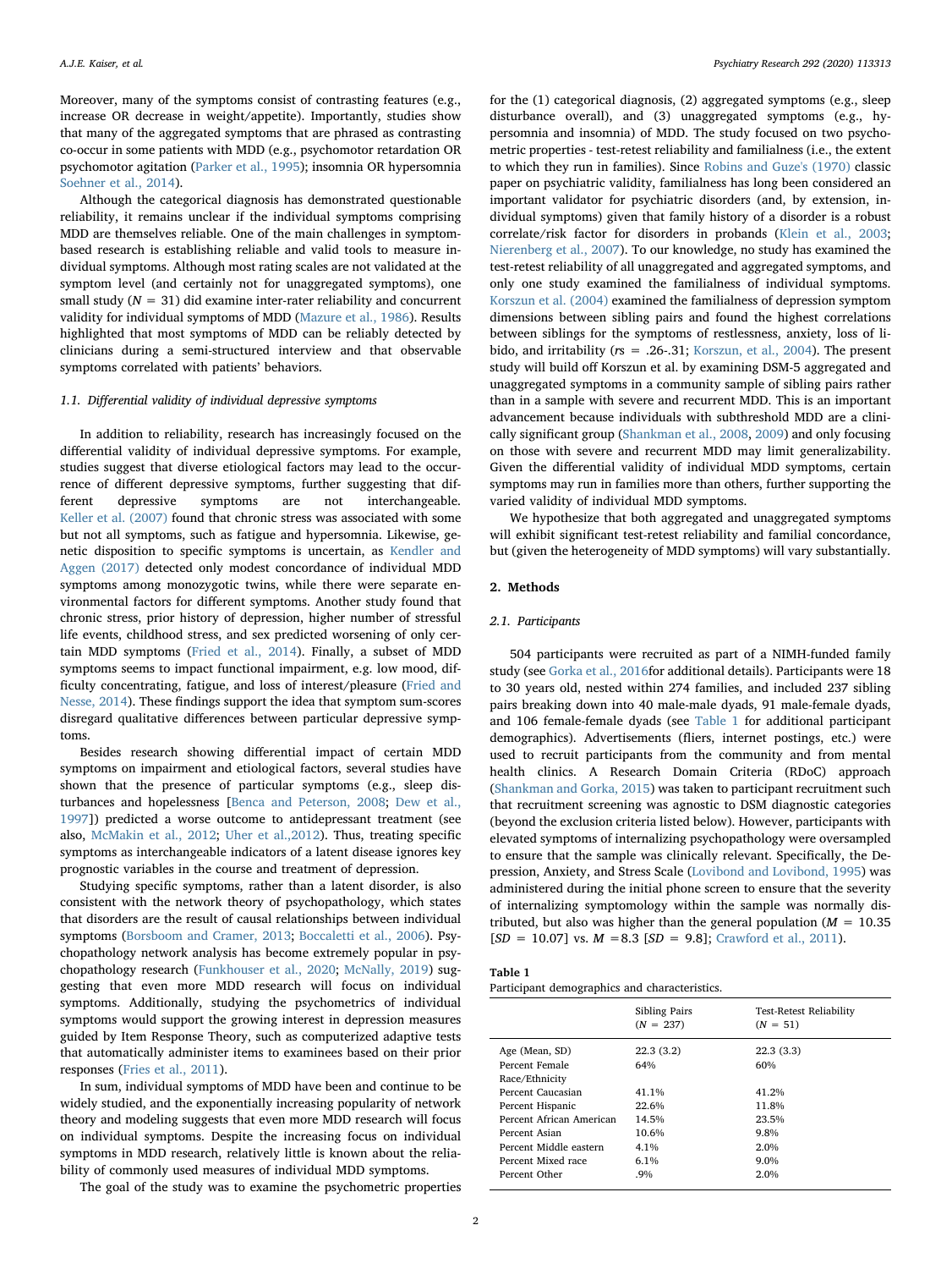Moreover, many of the symptoms consist of contrasting features (e.g., increase OR decrease in weight/appetite). Importantly, studies show that many of the aggregated symptoms that are phrased as contrasting co-occur in some patients with MDD (e.g., psychomotor retardation OR psychomotor agitation (Parker et al., 1995); insomnia OR hypersomnia Soehner et al., 2014).

Although the categorical diagnosis has demonstrated questionable reliability, it remains unclear if the individual symptoms comprising MDD are themselves reliable. One of the main challenges in symptom-based research is establishing reliable and valid tools to measure individual symptoms. Although most rating scales are not validated at the symptom level (and certainly not for unaggregated symptoms), one small study ($N$ = 31) did examine inter-rater reliability and concurrent validity for individual symptoms of MDD (Mazure et al., 1986). Results highlighted that most symptoms of MDD can be reliably detected by clinicians during a semi-structured interview and that observable symptoms correlated with patients' behaviors.

### 1.1. Differential validity of individual depressive symptoms

In addition to reliability, research has increasingly focused on the differential validity of individual depressive symptoms. For example, studies suggest that diverse etiological factors may lead to the occurrence of different depressive symptoms, further suggesting that different depressive symptoms are not interchangeable. Keller et al. (2007) found that chronic stress was associated with some but not all symptoms, such as fatigue and hypersomnia. Likewise, genetic disposition to specific symptoms is uncertain, as Kendler and Aggen (2017) detected only modest concordance of individual MDD symptoms among monozygotic twins, while there were separate environmental factors for different symptoms. Another study found that chronic stress, prior history of depression, higher number of stressful life events, childhood stress, and sex predicted worsening of only certain MDD symptoms (Fried et al., 2014). Finally, a subset of MDD symptoms seems to impact functional impairment, e.g. low mood, difficulty concentrating, fatigue, and loss of interest/pleasure (Fried and Nesse, 2014). These findings support the idea that symptom sum-scores disregard qualitative differences between particular depressive symptoms.

Besides research showing differential impact of certain MDD symptoms on impairment and etiological factors, several studies have shown that the presence of particular symptoms (e.g., sleep disturbances and hopelessness [Benca and Peterson, 2008; Dew et al., 1997]) predicted a worse outcome to antidepressant treatment (see also, McMakin et al., 2012; Uher et al.,2012). Thus, treating specific symptoms as interchangeable indicators of a latent disease ignores key prognostic variables in the course and treatment of depression.

Studying specific symptoms, rather than a latent disorder, is also consistent with the network theory of psychopathology, which states that disorders are the result of causal relationships between individual symptoms (Borsboom and Cramer, 2013; Boccaletti et al., 2006). Psychopathology network analysis has become extremely popular in psychopathology research (Funkhouser et al., 2020; McNally, 2019) suggesting that even more MDD research will focus on individual symptoms. Additionally, studying the psychometrics of individual symptoms would support the growing interest in depression measures guided by Item Response Theory, such as computerized adaptive tests that automatically administer items to examinees based on their prior responses (Fries et al., 2011).

In sum, individual symptoms of MDD have been and continue to be widely studied, and the exponentially increasing popularity of network theory and modeling suggests that even more MDD research will focus on individual symptoms. Despite the increasing focus on individual symptoms in MDD research, relatively little is known about the reliability of commonly used measures of individual MDD symptoms.

The goal of the study was to examine the psychometric properties for the (1) categorical diagnosis, (2) aggregated symptoms (e.g., sleep disturbance overall), and (3) unaggregated symptoms (e.g., hypersomnia and insomnia) of MDD. The study focused on two psychometric properties - test-retest reliability and familialness (i.e., the extent to which they run in families). Since Robins and Guze's (1970) classic paper on psychiatric validity, familialness has long been considered an important validator for psychiatric disorders (and, by extension, individual symptoms) given that family history of a disorder is a robust correlate/risk factor for disorders in probands (Klein et al., 2003; Nierenberg et al., 2007). To our knowledge, no study has examined the test-retest reliability of all unaggregated and aggregated symptoms, and only one study examined the familialness of individual symptoms. Korszun et al. (2004) examined the familialness of depression symptom dimensions between sibling pairs and found the highest correlations between siblings for the symptoms of restlessness, anxiety, loss of libido, and irritability ($rs$ = .26-.31; Korszun, et al., 2004). The present study will build off Korszun et al. by examining DSM-5 aggregated and unaggregated symptoms in a community sample of sibling pairs rather than in a sample with severe and recurrent MDD. This is an important advancement because individuals with subthreshold MDD are a clinically significant group (Shankman et al., 2008, 2009) and only focusing on those with severe and recurrent MDD may limit generalizability. Given the differential validity of individual MDD symptoms, certain symptoms may run in families more than others, further supporting the varied validity of individual MDD symptoms.

We hypothesize that both aggregated and unaggregated symptoms will exhibit significant test-retest reliability and familial concordance, but (given the heterogeneity of MDD symptoms) will vary substantially.

## 2. Methods

### 2.1. Participants

504 participants were recruited as part of a NIMH-funded family study (see Gorka et al., 2016for additional details). Participants were 18 to 30 years old, nested within 274 families, and included 237 sibling pairs breaking down into 40 male-male dyads, 91 male-female dyads, and 106 female-female dyads (see Table 1 for additional participant demographics). Advertisements (fliers, internet postings, etc.) were used to recruit participants from the community and from mental health clinics. A Research Domain Criteria (RDoC) approach (Shankman and Gorka, 2015) was taken to participant recruitment such that recruitment screening was agnostic to DSM diagnostic categories (beyond the exclusion criteria listed below). However, participants with elevated symptoms of internalizing psychopathology were oversampled to ensure that the sample was clinically relevant. Specifically, the Depression, Anxiety, and Stress Scale (Lovibond and Lovibond, 1995) was administered during the initial phone screen to ensure that the severity of internalizing symptomatology within the sample was normally distributed, but also was higher than the general population ($M$ = 10.35 [$SD$ = 10.07] vs. $M$ =8.3 [$SD$ = 9.8]; Crawford et al., 2011).

**Table 1**
Participant demographics and characteristics.

| | Sibling Pairs ($N$ = 237) | Test-Retest Reliability ($N$ = 51) |
|---|---|---|
| Age (Mean, SD) | 22.3 (3.2) | 22.3 (3.3) |
| Percent Female | 64% | 60% |
| Race/Ethnicity | | |
| Percent Caucasian | 41.1% | 41.2% |
| Percent Hispanic | 22.6% | 11.8% |
| Percent African American | 14.5% | 23.5% |
| Percent Asian | 10.6% | 9.8% |
| Percent Middle eastern | 4.1% | 2.0% |
| Percent Mixed race | 6.1% | 9.0% |
| Percent Other | .9% | 2.0% |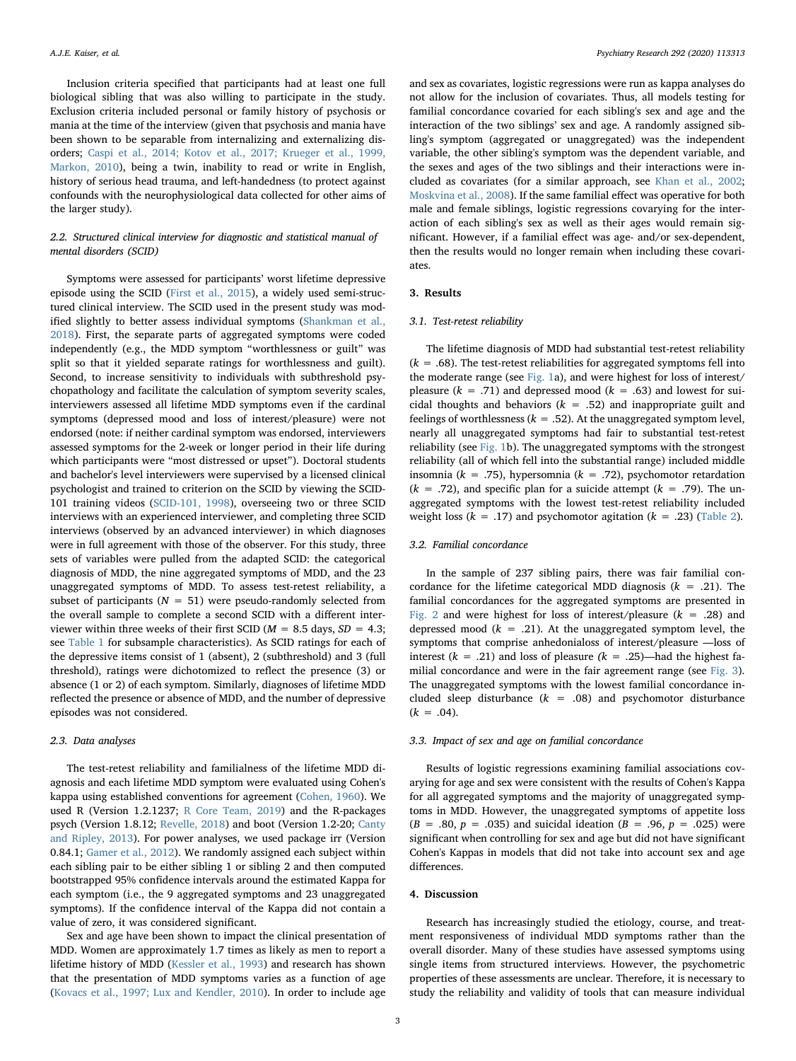Inclusion criteria specified that participants had at least one full biological sibling that was also willing to participate in the study. Exclusion criteria included personal or family history of psychosis or mania at the time of the interview (given that psychosis and mania have been shown to be separable from internalizing and externalizing disorders; Caspi et al., 2014; Kotov et al., 2017; Krueger et al., 1999, Markon, 2010), being a twin, inability to read or write in English, history of serious head trauma, and left-handedness (to protect against confounds with the neurophysiological data collected for other aims of the larger study).

### 2.2. Structured clinical interview for diagnostic and statistical manual of mental disorders (SCID)

Symptoms were assessed for participants' worst lifetime depressive episode using the SCID (First et al., 2015), a widely used semi-structured clinical interview. The SCID used in the present study was modified slightly to better assess individual symptoms (Shankman et al., 2018). First, the separate parts of aggregated symptoms were coded independently (e.g., the MDD symptom "worthlessness or guilt" was split so that it yielded separate ratings for worthlessness and guilt). Second, to increase sensitivity to individuals with subthreshold psychopathology and facilitate the calculation of symptom severity scales, interviewers assessed all lifetime MDD symptoms even if the cardinal symptoms (depressed mood and loss of interest/pleasure) were not endorsed (note: if neither cardinal symptom was endorsed, interviewers assessed symptoms for the 2-week or longer period in their life during which participants were "most distressed or upset"). Doctoral students and bachelor's level interviewers were supervised by a licensed clinical psychologist and trained to criterion on the SCID by viewing the SCID-101 training videos (SCID-101, 1998), overseeing two or three SCID interviews with an experienced interviewer, and completing three SCID interviews (observed by an advanced interviewer) in which diagnoses were in full agreement with those of the observer. For this study, three sets of variables were pulled from the adapted SCID: the categorical diagnosis of MDD, the nine aggregated symptoms of MDD, and the 23 unaggregated symptoms of MDD. To assess test-retest reliability, a subset of participants ($N = 51$) were pseudo-randomly selected from the overall sample to complete a second SCID with a different interviewer within three weeks of their first SCID ($M = 8.5$ days, $SD = 4.3$; see Table 1 for subsample characteristics). As SCID ratings for each of the depressive items consist of 1 (absent), 2 (subthreshold) and 3 (full threshold), ratings were dichotomized to reflect the presence (3) or absence (1 or 2) of each symptom. Similarly, diagnoses of lifetime MDD reflected the presence or absence of MDD, and the number of depressive episodes was not considered.

### 2.3. Data analyses

The test-retest reliability and familialness of the lifetime MDD diagnosis and each lifetime MDD symptom were evaluated using Cohen's kappa using established conventions for agreement (Cohen, 1960). We used R (Version 1.2.1237; R Core Team, 2019) and the R-packages psych (Version 1.8.12; Revelle, 2018) and boot (Version 1.2-20; Canty and Ripley, 2013). For power analyses, we used package irr (Version 0.84.1; Gamer et al., 2012). We randomly assigned each subject within each sibling pair to be either sibling 1 or sibling 2 and then computed bootstrapped 95% confidence intervals around the estimated Kappa for each symptom (i.e., the 9 aggregated symptoms and 23 unaggregated symptoms). If the confidence interval of the Kappa did not contain a value of zero, it was considered significant.

Sex and age have been shown to impact the clinical presentation of MDD. Women are approximately 1.7 times as likely as men to report a lifetime history of MDD (Kessler et al., 1993) and research has shown that the presentation of MDD symptoms varies as a function of age (Kovacs et al., 1997; Lux and Kendler, 2010). In order to include age and sex as covariates, logistic regressions were run as kappa analyses do not allow for the inclusion of covariates. Thus, all models testing for familial concordance covaried for each sibling's sex and age and the interaction of the two siblings' sex and age. A randomly assigned sibling's symptom (aggregated or unaggregated) was the independent variable, the other sibling's symptom was the dependent variable, and the sexes and ages of the two siblings and their interactions were included as covariates (for a similar approach, see Khan et al., 2002; Moskvina et al., 2008). If the same familial effect was operative for both male and female siblings, logistic regressions covarying for the interaction of each sibling's sex as well as their ages would remain significant. However, if a familial effect was age- and/or sex-dependent, then the results would no longer remain when including these covariates.

## 3. Results

### 3.1. Test-retest reliability

The lifetime diagnosis of MDD had substantial test-retest reliability ($k = .68$). The test-retest reliabilities for aggregated symptoms fell into the moderate range (see Fig. 1a), and were highest for loss of interest/pleasure ($k = .71$) and depressed mood ($k = .63$) and lowest for suicidal thoughts and behaviors ($k = .52$) and inappropriate guilt and feelings of worthlessness ($k = .52$). At the unaggregated symptom level, nearly all unaggregated symptoms had fair to substantial test-retest reliability (see Fig. 1b). The unaggregated symptoms with the strongest reliability (all of which fell into the substantial range) included middle insomnia ($k = .75$), hypersomnia ($k = .72$), psychomotor retardation ($k = .72$), and specific plan for a suicide attempt ($k = .79$). The unaggregated symptoms with the lowest test-retest reliability included weight loss ($k = .17$) and psychomotor agitation ($k = .23$) (Table 2).

### 3.2. Familial concordance

In the sample of 237 sibling pairs, there was fair familial concordance for the lifetime categorical MDD diagnosis ($k = .21$). The familial concordances for the aggregated symptoms are presented in Fig. 2 and were highest for loss of interest/pleasure ($k = .28$) and depressed mood ($k = .21$). At the unaggregated symptom level, the symptoms that comprise anhedonialoss of interest/pleasure —loss of interest ($k = .21$) and loss of pleasure ($k = .25$)—had the highest familial concordance and were in the fair agreement range (see Fig. 3). The unaggregated symptoms with the lowest familial concordance included sleep disturbance ($k = .08$) and psychomotor disturbance ($k = .04$).

### 3.3. Impact of sex and age on familial concordance

Results of logistic regressions examining familial associations covarying for age and sex were consistent with the results of Cohen's Kappa for all aggregated symptoms and the majority of unaggregated symptoms in MDD. However, the unaggregated symptoms of appetite loss ($B = .80$, $p = .035$) and suicidal ideation ($B = .96$, $p = .025$) were significant when controlling for sex and age but did not have significant Cohen's Kappas in models that did not take into account sex and age differences.

## 4. Discussion

Research has increasingly studied the etiology, course, and treatment responsiveness of individual MDD symptoms rather than the overall disorder. Many of these studies have assessed symptoms using single items from structured interviews. However, the psychometric properties of these assessments are unclear. Therefore, it is necessary to study the reliability and validity of tools that can measure individual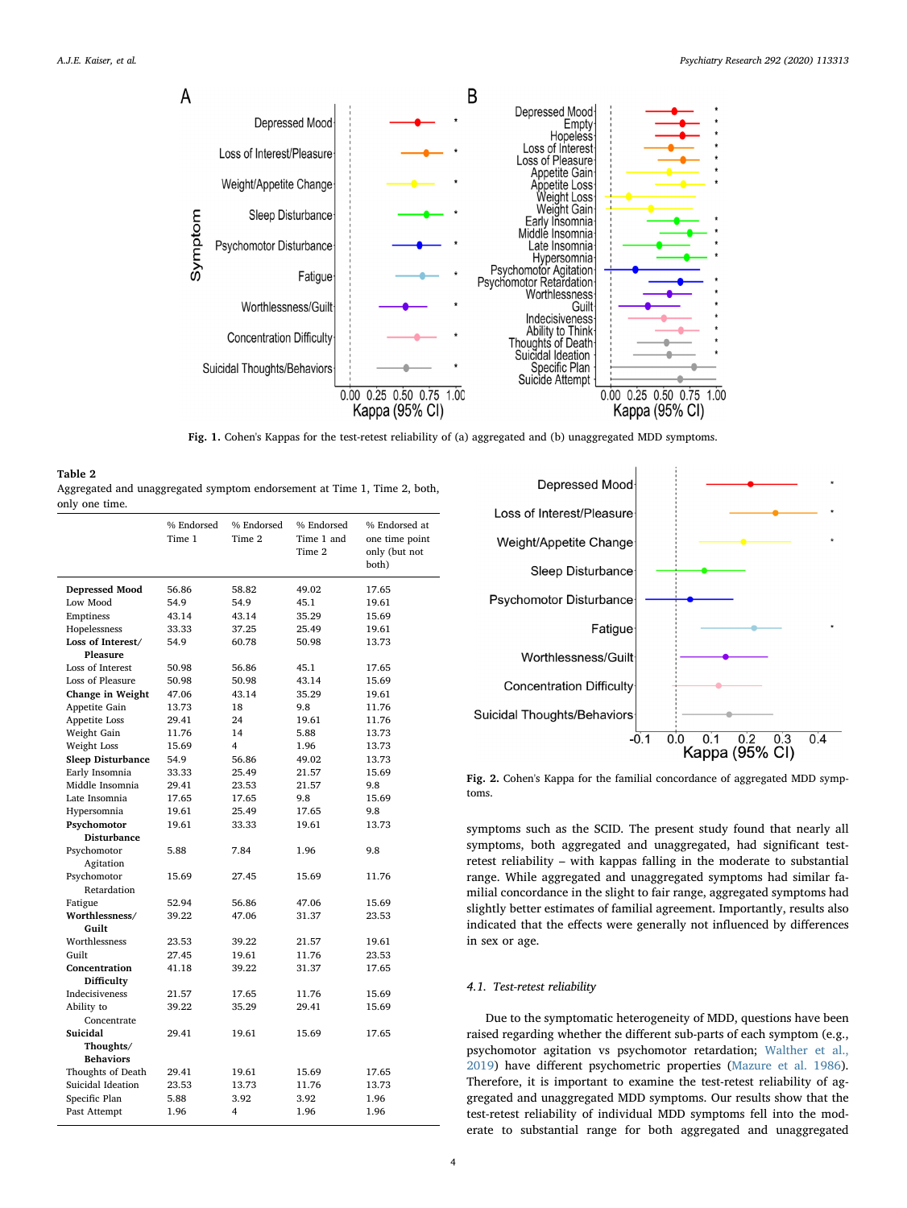Fig. 1. Cohen's Kappas for the test-retest reliability of (a) aggregated and (b) unaggregated MDD symptoms.

**Table 2**
Aggregated and unaggregated symptom endorsement at Time 1, Time 2, both, only one time.

| | % Endorsed Time 1 | % Endorsed Time 2 | % Endorsed Time 1 and Time 2 | % Endorsed at one time point only (but not both) |
|---|---|---|---|---|
| **Depressed Mood** | 56.86 | 58.82 | 49.02 | 17.65 |
| Low Mood | 54.9 | 54.9 | 45.1 | 19.61 |
| Emptiness | 43.14 | 43.14 | 35.29 | 15.69 |
| Hopelessness | 33.33 | 37.25 | 25.49 | 19.61 |
| **Loss of Interest/ Pleasure** | 54.9 | 60.78 | 50.98 | 13.73 |
| Loss of Interest | 50.98 | 56.86 | 45.1 | 17.65 |
| Loss of Pleasure | 50.98 | 50.98 | 43.14 | 15.69 |
| **Change in Weight** | 47.06 | 43.14 | 35.29 | 19.61 |
| Appetite Gain | 13.73 | 18 | 9.8 | 11.76 |
| Appetite Loss | 29.41 | 24 | 19.61 | 11.76 |
| Weight Gain | 11.76 | 14 | 5.88 | 13.73 |
| Weight Loss | 15.69 | 4 | 1.96 | 13.73 |
| **Sleep Disturbance** | 54.9 | 56.86 | 49.02 | 13.73 |
| Early Insomnia | 33.33 | 25.49 | 21.57 | 15.69 |
| Middle Insomnia | 29.41 | 23.53 | 21.57 | 9.8 |
| Late Insomnia | 17.65 | 17.65 | 9.8 | 15.69 |
| Hypersomnia | 19.61 | 25.49 | 17.65 | 9.8 |
| **Psychomotor Disturbance** | 19.61 | 33.33 | 19.61 | 13.73 |
| Psychomotor Agitation | 5.88 | 7.84 | 1.96 | 9.8 |
| Psychomotor Retardation | 15.69 | 27.45 | 15.69 | 11.76 |
| Fatigue | 52.94 | 56.86 | 47.06 | 15.69 |
| **Worthlessness/ Guilt** | 39.22 | 47.06 | 31.37 | 23.53 |
| Worthlessness | 23.53 | 39.22 | 21.57 | 19.61 |
| Guilt | 27.45 | 19.61 | 11.76 | 23.53 |
| **Concentration Difficulty** | 41.18 | 39.22 | 31.37 | 17.65 |
| Indecisiveness | 21.57 | 17.65 | 11.76 | 15.69 |
| Ability to Concentrate | 39.22 | 35.29 | 29.41 | 15.69 |
| **Suicidal Thoughts/ Behaviors** | 29.41 | 19.61 | 15.69 | 17.65 |
| Thoughts of Death | 29.41 | 19.61 | 15.69 | 17.65 |
| Suicidal Ideation | 23.53 | 13.73 | 11.76 | 13.73 |
| Specific Plan | 5.88 | 3.92 | 3.92 | 1.96 |
| Past Attempt | 1.96 | 4 | 1.96 | 1.96 |

Fig. 2. Cohen's Kappa for the familial concordance of aggregated MDD symptoms.

symptoms such as the SCID. The present study found that nearly all symptoms, both aggregated and unaggregated, had significant test-retest reliability – with kappas falling in the moderate to substantial range. While aggregated and unaggregated symptoms had similar familial concordance in the slight to fair range, aggregated symptoms had slightly better estimates of familial agreement. Importantly, results also indicated that the effects were generally not influenced by differences in sex or age.

### 4.1. Test-retest reliability

Due to the symptomatic heterogeneity of MDD, questions have been raised regarding whether the different sub-parts of each symptom (e.g., psychomotor agitation vs psychomotor retardation; Walther et al., 2019) have different psychometric properties (Mazure et al. 1986). Therefore, it is important to examine the test-retest reliability of aggregated and unaggregated MDD symptoms. Our results show that the test-retest reliability of individual MDD symptoms fell into the moderate to substantial range for both aggregated and unaggregated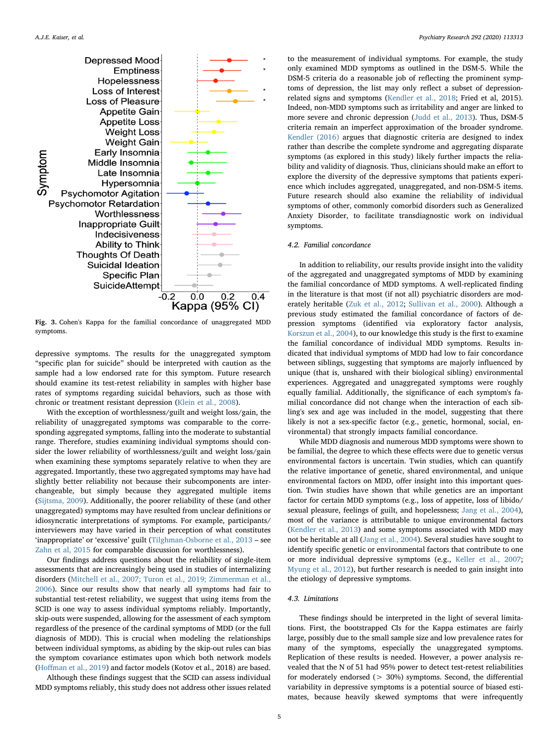Fig. 3. Cohen's Kappa for the familial concordance of unaggregated MDD symptoms.

depressive symptoms. The results for the unaggregated symptom "specific plan for suicide" should be interpreted with caution as the sample had a low endorsed rate for this symptom. Future research should examine its test-retest reliability in samples with higher base rates of symptoms regarding suicidal behaviors, such as those with chronic or treatment resistant depression (Klein et al., 2008).

With the exception of worthlessness/guilt and weight loss/gain, the reliability of unaggregated symptoms was comparable to the corresponding aggregated symptoms, falling into the moderate to substantial range. Therefore, studies examining individual symptoms should consider the lower reliability of worthlessness/guilt and weight loss/gain when examining these symptoms separately relative to when they are aggregated. Importantly, these two aggregated symptoms may have had slightly better reliability not because their subcomponents are interchangeable, but simply because they aggregated multiple items (Sijtsma, 2009). Additionally, the poorer reliability of these (and other unaggregated) symptoms may have resulted from unclear definitions or idiosyncratic interpretations of symptoms. For example, participants/interviewers may have varied in their perception of what constitutes 'inappropriate' or 'excessive' guilt (Tilghman-Osborne et al., 2013 – see Zahn et al, 2015 for comparable discussion for worthlessness).

Our findings address questions about the reliability of single-item assessments that are increasingly being used in studies of internalizing disorders (Mitchell et al., 2007; Turon et al., 2019; Zimmerman et al., 2006). Since our results show that nearly all symptoms had fair to substantial test-retest reliability, we suggest that using items from the SCID is one way to assess individual symptoms reliably. Importantly, skip-outs were suspended, allowing for the assessment of each symptom regardless of the presence of the cardinal symptoms of MDD (or the full diagnosis of MDD). This is crucial when modeling the relationships between individual symptoms, as abiding by the skip-out rules can bias the symptom covariance estimates upon which both network models (Hoffman et al., 2019) and factor models (Kotov et al., 2018) are based.

Although these findings suggest that the SCID can assess individual MDD symptoms reliably, this study does not address other issues related to the measurement of individual symptoms. For example, the study only examined MDD symptoms as outlined in the DSM-5. While the DSM-5 criteria do a reasonable job of reflecting the prominent symptoms of depression, the list may only reflect a subset of depression-related signs and symptoms (Kendler et al., 2018; Fried et al, 2015). Indeed, non-MDD symptoms such as irritability and anger are linked to more severe and chronic depression (Judd et al., 2013). Thus, DSM-5 criteria remain an imperfect approximation of the broader syndrome. Kendler (2016) argues that diagnostic criteria are designed to index rather than describe the complete syndrome and aggregating disparate symptoms (as explored in this study) likely further impacts the reliability and validity of diagnosis. Thus, clinicians should make an effort to explore the diversity of the depressive symptoms that patients experience which includes aggregated, unaggregated, and non-DSM-5 items. Future research should also examine the reliability of individual symptoms of other, commonly comorbid disorders such as Generalized Anxiety Disorder, to facilitate transdiagnostic work on individual symptoms.

### 4.2. Familial concordance

In addition to reliability, our results provide insight into the validity of the aggregated and unaggregated symptoms of MDD by examining the familial concordance of MDD symptoms. A well-replicated finding in the literature is that most (if not all) psychiatric disorders are moderately heritable (Zuk et al., 2012; Sullivan et al., 2000). Although a previous study estimated the familial concordance of factors of depression symptoms (identified via exploratory factor analysis, Korszun et al., 2004), to our knowledge this study is the first to examine the familial concordance of individual MDD symptoms. Results indicated that individual symptoms of MDD had low to fair concordance between siblings, suggesting that symptoms are majorly influenced by unique (that is, unshared with their biological sibling) environmental experiences. Aggregated and unaggregated symptoms were roughly equally familial. Additionally, the significance of each symptom's familial concordance did not change when the interaction of each sibling's sex and age was included in the model, suggesting that there likely is not a sex-specific factor (e.g., genetic, hormonal, social, environmental) that strongly impacts familial concordance.

While MDD diagnosis and numerous MDD symptoms were shown to be familial, the degree to which these effects were due to genetic versus environmental factors is uncertain. Twin studies, which can quantify the relative importance of genetic, shared environmental, and unique environmental factors on MDD, offer insight into this important question. Twin studies have shown that while genetics are an important factor for certain MDD symptoms (e.g., loss of appetite, loss of libido/sexual pleasure, feelings of guilt, and hopelessness; Jang et al., 2004), most of the variance is attributable to unique environmental factors (Kendler et al., 2013) and some symptoms associated with MDD may not be heritable at all (Jang et al., 2004). Several studies have sought to identify specific genetic or environmental factors that contribute to one or more individual depressive symptoms (e.g., Keller et al., 2007; Myung et al., 2012), but further research is needed to gain insight into the etiology of depressive symptoms.

### 4.3. Limitations

These findings should be interpreted in the light of several limitations. First, the bootstrapped CIs for the Kappa estimates are fairly large, possibly due to the small sample size and low prevalence rates for many of the symptoms, especially the unaggregated symptoms. Replication of these results is needed. However, a power analysis revealed that the N of 51 had 95% power to detect test-retest reliabilities for moderately endorsed (> 30%) symptoms. Second, the differential variability in depressive symptoms is a potential source of biased estimates, because heavily skewed symptoms that were infrequently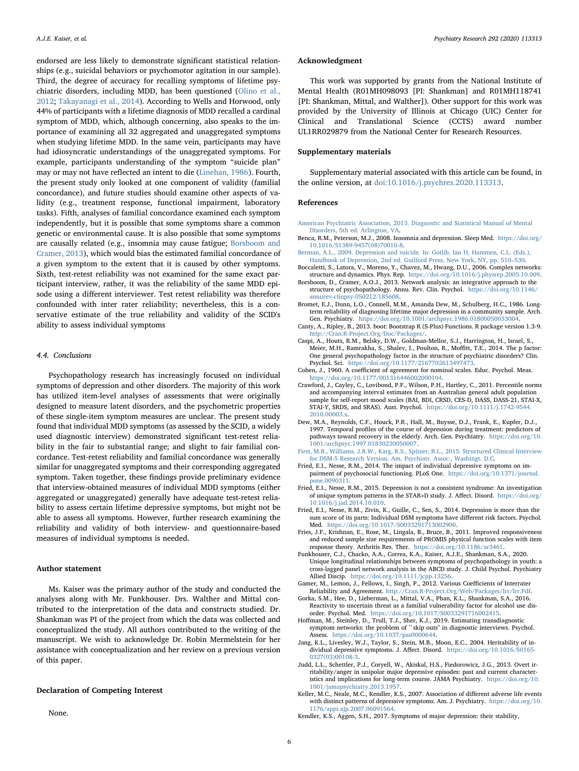endorsed are less likely to demonstrate significant statistical relationships (e.g., suicidal behaviors or psychomotor agitation in our sample). Third, the degree of accuracy for recalling symptoms of lifetime psychiatric disorders, including MDD, has been questioned (Olino et al., 2012; Takayanagi et al., 2014). According to Wells and Horwood, only 44% of participants with a lifetime diagnosis of MDD recalled a cardinal symptom of MDD, which, although concerning, also speaks to the importance of examining all 32 aggregated and unaggregated symptoms when studying lifetime MDD. In the same vein, participants may have had idiosyncratic understandings of the unaggregated symptoms. For example, participants understanding of the symptom "suicide plan" may or may not have reflected an intent to die (Linehan, 1986). Fourth, the present study only looked at one component of validity (familial concordance), and future studies should examine other aspects of validity (e.g., treatment response, functional impairment, laboratory tasks). Fifth, analyses of familial concordance examined each symptom independently, but it is possible that some symptoms share a common genetic or environmental cause. It is also possible that some symptoms are causally related (e.g., insomnia may cause fatigue; Borsboom and Cramer, 2013), which would bias the estimated familial concordance of a given symptom to the extent that it is caused by other symptoms. Sixth, test-retest reliability was not examined for the same exact participant interview, rather, it was the reliability of the same MDD episode using a different interviewer. Test retest reliability was therefore confounded with inter rater reliability; nevertheless, this is a conservative estimate of the true reliability and validity of the SCID's ability to assess individual symptoms

### 4.4. Conclusions

Psychopathology research has increasingly focused on individual symptoms of depression and other disorders. The majority of this work has utilized item-level analyses of assessments that were originally designed to measure latent disorders, and the psychometric properties of these single-item symptom measures are unclear. The present study found that individual MDD symptoms (as assessed by the SCID, a widely used diagnostic interview) demonstrated significant test-retest reliability in the fair to substantial range; and slight to fair familial concordance. Test-retest reliability and familial concordance was generally similar for unaggregated symptoms and their corresponding aggregated symptom. Taken together, these findings provide preliminary evidence that interview-obtained measures of individual MDD symptoms (either aggregated or unaggregated) generally have adequate test-retest reliability to assess certain lifetime depressive symptoms, but might not be able to assess all symptoms. However, further research examining the reliability and validity of both interview- and questionnaire-based measures of individual symptoms is needed.

## Author statement

Ms. Kaiser was the primary author of the study and conducted the analyses along with Mr. Funkhouser. Drs. Walther and Mittal contributed to the interpretation of the data and constructs studied. Dr. Shankman was PI of the project from which the data was collected and conceptualized the study. All authors contributed to the writing of the manuscript. We wish to acknowledge Dr. Robin Mermelstein for her assistance with conceptualization and her review on a previous version of this paper.

## Declaration of Competing Interest

None.

## Acknowledgment

This work was supported by grants from the National Institute of Mental Health (R01MH098093 [PI: Shankman] and R01MH118741 [PI: Shankman, Mittal, and Walther]). Other support for this work was provided by the University of Illinois at Chicago (UIC) Center for Clinical and Translational Science (CCTS) award number UL1RR029879 from the National Center for Research Resources.

## Supplementary materials

Supplementary material associated with this article can be found, in the online version, at doi:10.1016/j.psychres.2020.113313.

## References

American Psychiatric Association, 2013. Diagnostic and Statistical Manual of Mental Disorders, 5th ed. Arlington, VA.

Benca, R.M., Peterson, M.J., 2008. Insomnia and depression. Sleep Med. https://doi.org/10.1016/S1389-9457(08)70010-8.

Berman, A.L., 2009. Depression and suicide. In: Gotlib, Ian H, Hammen, C.L. (Eds.), Handbook of Depression, 2nd ed. Guilford Press, New York, NY, pp. 510–530.

Boccaletti, S., Latora, V., Moreno, Y., Chavez, M., Hwang, D.U., 2006. Complex networks: structure and dynamics. Phys. Rep. https://doi.org/10.1016/j.physrep.2005.10.009.

Borsboom, D., Cramer, A.O.J., 2013. Network analysis: an integrative approach to the structure of psychopathology. Annu. Rev. Clin. Psychol. https://doi.org/10.1146/annurev-clinpsy-050212-185608.

Bromet, E.J., Dunn, L.O., Connell, M.M., Amanda Dew, M., Schulberg, H.C., 1986. Long-term reliability of diagnosing lifetime major depression in a community sample. Arch. Gen. Psychiatry. https://doi.org/10.1001/archpsyc.1986.01800050033004.

Canty, A., Ripley, B., 2013. boot: Bootstrap R (S-Plus) Functions. R package version 1.3-9. http://Cran.R-Project.Org/Doc/Packages/.

Caspi, A., Houts, R.M., Belsky, D.W., Goldman-Mellor, S.J., Harrington, H., Israel, S., Meier, M.H., Ramrakha, S., Shalev, I., Poulton, R., Moffitt, T.E., 2014. The p factor: One general psychopathology factor in the structure of psychiatric disorders? Clin. Psychol. Sci. https://doi.org/10.1177/2167702613497473.

Cohen, J., 1960. A coefficient of agreement for nominal scales. Educ. Psychol. Meas. https://doi.org/10.1177/001316446002000104.

Crawford, J., Cayley, C., Lovibond, P.F., Wilson, P.H., Hartley, C., 2011. Percentile norms and accompanying interval estimates from an Australian general adult population sample for self-report mood scales (BAI, BDI, CRSD, CES-D, DASS, DASS-21, STAI-X, STAI-Y, SRDS, and SRAS). Aust. Psychol. https://doi.org/10.1111/j.1742-9544.2010.00003.x.

Dew, M.A., Reynolds, C.F., Houck, P.R., Hall, M., Buysse, D.J., Frank, E., Kupfer, D.J., 1997. Temporal profiles of the course of depression during treatment: predictors of pathways toward recovery in the elderly. Arch. Gen. Psychiatry. https://doi.org/10.1001/archpsyc.1997.01830230050007.

First, M.B., Williams, J.B.W., Karg, R.S., Spitzer, R.L., 2015. Structured Clinical Interview for DSM-5 Research Version. Am. Psychiatr. Assoc., Washingt. D.C.

Fried, E.I., Nesse, R.M., 2014. The impact of individual depressive symptoms on impairment of psychosocial functioning. PLoS One. https://doi.org/10.1371/journal.pone.0090311.

Fried, E.I., Nesse, R.M., 2015. Depression is not a consistent syndrome: An investigation of unique symptom patterns in the STAR*D study. J. Affect. Disord. https://doi.org/10.1016/j.jad.2014.10.010.

Fried, E.I., Nesse, R.M., Zivin, K., Guille, C., Sen, S., 2014. Depression is more than the sum score of its parts: Individual DSM symptoms have different risk factors. Psychol. Med. https://doi.org/10.1017/S0033291713002900.

Fries, J.F., Krishnan, E., Rose, M., Lingala, B., Bruce, B., 2011. Improved responsiveness and reduced sample size requirements of PROMIS physical function scales with item response theory. Arthritis Res. Ther. https://doi.org/10.1186/ar3461.

Funkhouser, C.J., Chacko, A.A., Correa, K.A., Kaiser, A.J.E., Shankman, S.A., 2020. Unique longitudinal relationships between symptoms of psychopathology in youth: a cross-lagged panel network analysis in the ABCD study. J. Child Psychol. Psychiatry Allied Discip. https://doi.org/10.1111/jcpp.13256.

Gamer, M., Lemon, J., Fellows, I., Singh, P., 2012. Various Coefficients of Interrater Reliability and Agreement. http://Cran.R-Project.Org/Web/Packages/Irr/Irr.Pdf.

Gorka, S.M., Hee, D., Lieberman, L., Mittal, V.A., Phan, K.L., Shankman, S.A., 2016. Reactivity to uncertain threat as a familial vulnerability factor for alcohol use disorder. Psychol. Med. https://doi.org/10.1017/S0033291716002415.

Hoffman, M., Steinley, D., Trull, T.J., Sher, K.J., 2019. Estimating transdiagnostic symptom networks: the problem of ``skip outs'' in diagnostic interviews. Psychol. Assess. https://doi.org/10.1037/pas0000644.

Jang, K.L., Livesley, W.J., Taylor, S., Stein, M.B., Moon, E.C., 2004. Heritability of individual depressive symptoms. J. Affect. Disord. https://doi.org/10.1016/S0165-0327(03)00108-3.

Judd, L.L., Schettler, P.J., Coryell, W., Akiskal, H.S., Fiedorowicz, J.G., 2013. Overt irritability/anger in unipolar major depressive episodes: past and current characteristics and implications for long-term course. JAMA Psychiatry. https://doi.org/10.1001/jamapsychiatry.2013.1957.

Keller, M.C., Neale, M.C., Kendler, K.S., 2007. Association of different adverse life events with distinct patterns of depressive symptoms. Am. J. Psychiatry. https://doi.org/10.1176/appi.ajp.2007.06091564.

Kendler, K.S., Aggen, S.H., 2017. Symptoms of major depression: their stability,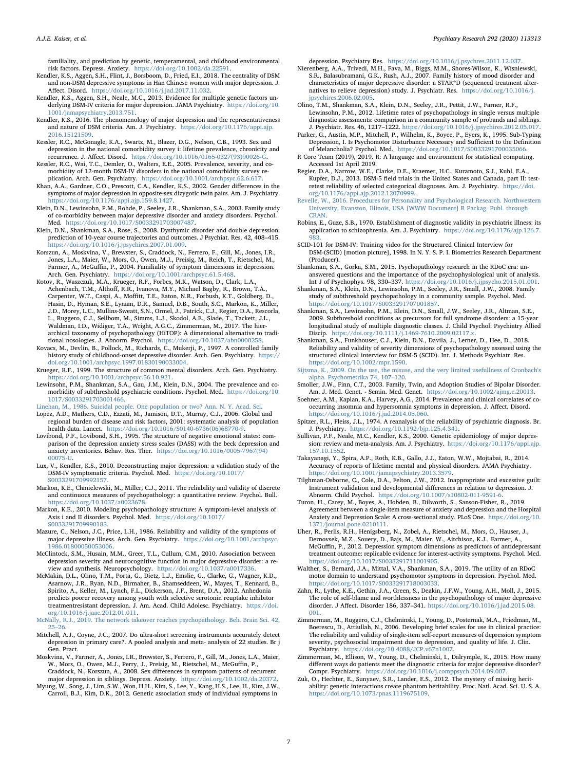familiality, and prediction by genetic, temperamental, and childhood environmental risk factors. Depress. Anxiety. https://doi.org/10.1002/da.22591.

Kendler, K.S., Aggen, S.H., Flint, J., Borsboom, D., Fried, E.I., 2018. The centrality of DSM and non-DSM depressive symptoms in Han Chinese women with major depression. J. Affect. Disord. https://doi.org/10.1016/j.jad.2017.11.032.

Kendler, K.S., Aggen, S.H., Neale, M.C., 2013. Evidence for multiple genetic factors underlying DSM-IV criteria for major depression. JAMA Psychiatry. https://doi.org/10.1001/jamapsychiatry.2013.751.

Kendler, K.S., 2016. The phenomenology of major depression and the representativeness and nature of DSM criteria. Am. J. Psychiatry. https://doi.org/10.1176/appi.ajp.2016.15121509.

Kessler, R.C., McGonagle, K.A., Swartz, M., Blazer, D.G., Nelson, C.B., 1993. Sex and depression in the national comorbidity survey i: lifetime prevalence, chronicity and recurrence. J. Affect. Disord. https://doi.org/10.1016/0165-0327(93)90026-G.

Kessler, R.C., Wai, T.C., Demler, O., Walters, E.E., 2005. Prevalence, severity, and comorbidity of 12-month DSM-IV disorders in the national comorbidity survey replication. Arch. Gen. Psychiatry. https://doi.org/10.1001/archpsyc.62.6.617.

Khan, A.A., Gardner, C.O., Prescott, C.A., Kendler, K.S., 2002. Gender differences in the symptoms of major depression in opposite-sex dizygotic twin pairs. Am. J. Psychiatry. https://doi.org/10.1176/appi.ajp.159.8.1427.

Klein, D.N., Lewinsohn, P.M., Rohde, P., Seeley, J.R., Shankman, S.A., 2003. Family study of co-morbidity between major depressive disorder and anxiety disorders. Psychol. Med. https://doi.org/10.1017/S0033291703007487.

Klein, D.N., Shankman, S.A., Rose, S., 2008. Dysthymic disorder and double depression: prediction of 10-year course trajectories and outcomes. J Psychiat. Res. 42, 408–415. https://doi.org/10.1016/j.jpsychires.2007.01.009.

Korszun, A., Moskvina, V., Brewster, S., Craddock, N., Ferrero, F., Gill, M., Jones, I.R., Jones, L.A., Maier, W., Mors, O., Owen, M.J., Preisig, M., Reich, T., Rietschel, M., Farmer, A., McGuffin, P., 2004. Familiality of symptom dimensions in depression. Arch. Gen. Psychiatry. https://doi.org/10.1001/archpsyc.61.5.468.

Kotov, R., Waszczuk, M.A., Krueger, R.F., Forbes, M.K., Watson, D., Clark, L.A., Achenbach, T.M., Althoff, R.R., Ivanova, M.Y., Michael Bagby, R., Brown, T.A., Carpenter, W.T., Caspi, A., Moffitt, T.E., Eaton, N.R., Forbush, K.T., Goldberg, D., Hasin, D., Hyman, S.E., Lynam, D.R., Samuel, D.B., South, S.C., Markon, K., Miller, J.D., Morey, L.C., Mullins-Sweatt, S.N., Ormel, J., Patrick, C.J., Regier, D.A., Rescorla, L., Ruggero, C.J., Sellbom, M., Simms, L.J., Skodol, A.E., Slade, T., Tackett, J.L., Waldman, I.D., Widiger, T.A., Wright, A.G.C., Zimmerman, M., 2017. The hierarchical taxonomy of psychopathology (HiTOP): A dimensional alternative to traditional nosologies. J. Abnorm. Psychol. https://doi.org/10.1037/abn0000258.

Kovacs, M., Devlin, B., Pollock, M., Richards, C., Mukerji, P., 1997. A controlled family history study of childhood-onset depressive disorder. Arch. Gen. Psychiatry. https://doi.org/10.1001/archpsyc.1997.01830190033004.

Krueger, R.F., 1999. The structure of common mental disorders. Arch. Gen. Psychiatry. https://doi.org/10.1001/archpsyc.56.10.921.

Lewinsohn, P.M., Shankman, S.A., Gau, J.M., Klein, D.N., 2004. The prevalence and comorbidity of subthreshold psychiatric conditions. Psychol. Med. https://doi.org/10.1017/S0033291703001466.

Linehan, M., 1986. Suicidal people. One population or two? Ann. N. Y. Acad. Sci.

Lopez, A.D., Mathers, C.D., Ezzati, M., Jamison, D.T., Murray, C.J., 2006. Global and regional burden of disease and risk factors, 2001: systematic analysis of population health data. Lancet. https://doi.org/10.1016/S0140-6736(06)68770-9.

Lovibond, P.F., Lovibond, S.H., 1995. The structure of negative emotional states: comparison of the depression anxiety stress scales (DASS) with the beck depression and anxiety inventories. Behav. Res. Ther. https://doi.org/10.1016/0005-7967(94)00075-U.

Lux, V., Kendler, K.S., 2010. Deconstructing major depression: a validation study of the DSM-IV symptomatic criteria. Psychol. Med. https://doi.org/10.1017/S0033291709992157.

Markon, K.E., Chmielewski, M., Miller, C.J., 2011. The reliability and validity of discrete and continuous measures of psychopathology: a quantitative review. Psychol. Bull. https://doi.org/10.1037/a0023678.

Markon, K.E., 2010. Modeling psychopathology structure: A symptom-level analysis of Axis i and II disorders. Psychol. Med. https://doi.org/10.1017/S0033291709990183.

Mazure, C., Nelson, J.C., Price, L.H., 1986. Reliability and validity of the symptoms of major depressive illness. Arch. Gen. Psychiatry. https://doi.org/10.1001/archpsyc.1986.01800050053006.

McClintock, S.M., Husain, M.M., Greer, T.L., Cullum, C.M., 2010. Association between depression severity and neurocognitive function in major depressive disorder: a review and synthesis. Neuropsychology. https://doi.org/10.1037/a0017336.

McMakin, D.L., Olino, T.M., Porta, G., Dietz, L.J., Emslie, G., Clarke, G., Wagner, K.D., Asarnow, J.R., Ryan, N.D., Birmaher, B., Shamseddeen, W., Mayes, T., Kennard, B., Spirito, A., Keller, M., Lynch, F.L., Dickerson, J.F., Brent, D.A., 2012. Anhedonia predicts poorer recovery among youth with selective serotonin reuptake inhibitor treatmentresistant depression. J. Am. Acad. Child Adolesc. Psychiatry. https://doi.org/10.1016/j.jaac.2012.01.011.

McNally, R.J., 2019. The network takeover reaches psychopathology. Beh. Brain Sci. 42, 25–26.

Mitchell, A.J., Coyne, J.C., 2007. Do ultra-short screening instruments accurately detect depression in primary care?. A pooled analysis and meta- analysis of 22 studies. Br j Gen. Pract.

Moskvina, V., Farmer, A., Jones, I.R., Brewster, S., Ferrero, F., Gill, M., Jones, L.A., Maier, W., Mors, O., Owen, M.J., Perry, J., Preisig, M., Rietschel, M., McGuffin, P., Craddock, N., Korszun, A., 2008. Sex differences in symptom patterns of recurrent major depression in siblings. Depress. Anxiety. https://doi.org/10.1002/da.20372.

Myung, W., Song, J., Lim, S.W., Won, H.H., Kim, S., Lee, Y., Kang, H.S., Lee, H., Kim, J.W., Carroll, B.J., Kim, D.K., 2012. Genetic association study of individual symptoms in depression. Psychiatry Res. https://doi.org/10.1016/j.psychres.2011.12.037.

Nierenberg, A.A., Trivedi, M.H., Fava, M., Biggs, M.M., Shores-Wilson, K., Wisniewski, S.R., Balasubramani, G.K., Rush, A.J., 2007. Family history of mood disorder and characteristics of major depressive disorder: a STAR*D (sequenced treatment alternatives to relieve depression) study. J. Psychiatr. Res. https://doi.org/10.1016/j.jpsychires.2006.02.005.

Olino, T.M., Shankman, S.A., Klein, D.N., Seeley, J.R., Pettit, J.W., Farner, R.F., Lewinsohn, P.M., 2012. Lifetime rates of psychopathology in single versus multiple diagnostic assessments: comparison in a community sample of probands and siblings. J. Psychiatr. Res. 46, 1217–1222. https://doi.org/10.1016/j.jpsychires.2012.05.017.

Parker, G., Austin, M.P., Mitchell, P., Wilhelm, K., Boyce, P., Eyers, K., 1995. Sub-Typing Depression, I. Is Psychomotor Disturbance Necessary and Sufficient to the Definition of Melancholia? Psychol. Med. https://doi.org/10.1017/S0033291700035066.

R Core Team (2019), 2019. R: A language and environment for statistical computing. Accessed 1st April 2019.

Regier, D.A., Narrow, W.E., Clarke, D.E., Kraemer, H.C., Kuramoto, S.J., Kuhl, E.A., Kupfer, D.J., 2013. DSM-5 field trials in the United States and Canada, part II: test-retest reliability of selected categorical diagnoses. Am. J. Psychiatry. https://doi.org/10.1176/appi.ajp.2012.12070999.

Revelle, W., 2016. Procedures for Personality and Psychological Research. Northwestern University, Evanston, Illinois, USA [WWW Document] R Packag. Publ. through CRAN.

Robins, E., Guze, S.B., 1970. Establishment of diagnostic validity in psychiatric illness: its application to schizophrenia. Am. J. Psychiatry. https://doi.org/10.1176/ajp.126.7.983.

SCID-101 for DSM-IV: Training video for the Structured Clinical Interview for DSM-(SCID) [motion picture], 1998. In N. Y. S. P. I. Biometrics Research Department (Producer).

Shankman, S.A., Gorka, S.M., 2015. Psychopathology research in the RDoC era: unanswered questions and the importance of the psychophysiological unit of analysis. Int J of Psychophys. 98, 330–337. https://doi.org/10.1016/j.ijpsycho.2015.01.001.

Shankman, S.A., Klein, D.N., Lewinsohn, P.M., Seeley, J.R., Small, J.W., 2008. Family study of subthreshold psychopathology in a community sample. Psychol. Med. https://doi.org/10.1017/S0033291707001857.

Shankman, S.A., Lewinsohn, P.M., Klein, D.N., Small, J.W., Seeley, J.R., Altman, S.E., 2009. Subthreshold conditions as precursors for full syndrome disorders: a 15-year longitudinal study of multiple diagnostic classes. J. Child Psychol. Psychiatry Allied Discip. https://doi.org/10.1111/j.1469-7610.2009.02117.x.

Shankman, S.A., Funkhouser, C.J., Klein, D.N., Davila, J., Lerner, D., Hee, D., 2018. Reliability and validity of severity dimensions of psychopathology assessed using the structured clinical interview for DSM-5 (SCID). Int. J. Methods Psychiatr. Res. https://doi.org/10.1002/mpr.1590.

Sijtsma, K., 2009. On the use, the misuse, and the very limited usefullness of Cronbach's alpha. Psychometrika 74, 107–120.

Smoller, J.W., Finn, C.T., 2003. Family, Twin, and Adoption Studies of Bipolar Disorder. Am. J. Med. Genet. - Semin. Med. Genet. https://doi.org/10.1002/ajmg.c.20013.

Soehner, A.M., Kaplan, K.A., Harvey, A.G., 2014. Prevalence and clinical correlates of co-occurring insomnia and hypersomnia symptoms in depression. J. Affect. Disord. https://doi.org/10.1016/j.jad.2014.05.060.

Spitzer, R.L., Fleiss, J.L., 1974. A reanalysis of the reliability of psychiatric diagnosis. Br. J. Psychiatry. https://doi.org/10.1192/bjp.125.4.341.

Sullivan, P.F., Neale, M.C., Kendler, K.S., 2000. Genetic epidemiology of major depression: review and meta-analysis. Am. J. Psychiatry. https://doi.org/10.1176/appi.ajp.157.10.1552.

Takayanagi, Y., Spira, A.P., Roth, K.B., Gallo, J.J., Eaton, W.W., Mojtabai, R., 2014. Accuracy of reports of lifetime mental and physical disorders. JAMA Psychiatry. https://doi.org/10.1001/jamapsychiatry.2013.3579.

Tilghman-Osborne, C., Cole, D.A., Felton, J.W., 2012. Inappropriate and excessive guilt: Instrument validation and developmental differences in relation to depression. J. Abnorm. Child Psychol. https://doi.org/10.1007/s10802-011-9591-6.

Turon, H., Carey, M., Boyes, A., Hobden, B., Dilworth, S., Sanson-Fisher, R., 2019. Agreement between a single-item measure of anxiety and depression and the Hospital Anxiety and Depression Scale: A cross-sectional study. PLoS One. https://doi.org/10.1371/journal.pone.0210111.

Uher, R., Perlis, R.H., Henigsberg, N., Zobel, A., Rietschel, M., Mors, O., Hauser, J., Dernovsek, M.Z., Souery, D., Bajs, M., Maier, W., Aitchison, K.J., Farmer, A., McGuffin, P., 2012. Depression symptom dimensions as predictors of antidepressant treatment outcome: replicable evidence for interest-activity symptoms. Psychol. Med. https://doi.org/10.1017/S0033291711001905.

Walther, S., Bernard, J.A., Mittal, V.A., Shankman, S.A., 2019. The utility of an RDoC motor domain to understand psychomotor symptoms in depression. Psychol. Med. https://doi.org/10.1017/S0033291718003033.

Zahn, R., Lythe, K.E., Gethin, J.A., Green, S., Deakin, J.F.W., Young, A.H., Moll, J., 2015. The role of self-blame and worthlessness in the psychopathology of major depressive disorder. J. Affect. Disorder 186, 337–341. https://doi.org/10.1016/j.jad.2015.08.001.

Zimmerman, M., Ruggero, C.J., Chelminski, I., Young, D., Posternak, M.A., Friedman, M., Boerescu, D., Attiullah, N., 2006. Developing brief scales for use in clinical practice: The reliability and validity of single-item self-report measures of depression symptom severity, psychosocial impairment due to depression, and quality of life. J. Clin. Psychiatry. https://doi.org/10.4088/JCP.v67n1007.

Zimmerman, M., Ellison, W., Young, D., Chelminski, I., Dalrymple, K., 2015. How many different ways do patients meet the diagnostic criteria for major depressive disorder? Compr. Psychiatry. https://doi.org/10.1016/j.comppsych.2014.09.007.

Zuk, O., Hechter, E., Sunyaev, S.R., Lander, E.S., 2012. The mystery of missing heritability: genetic interactions create phantom heritability. Proc. Natl. Acad. Sci. U. S. A. https://doi.org/10.1073/pnas.1119675109.